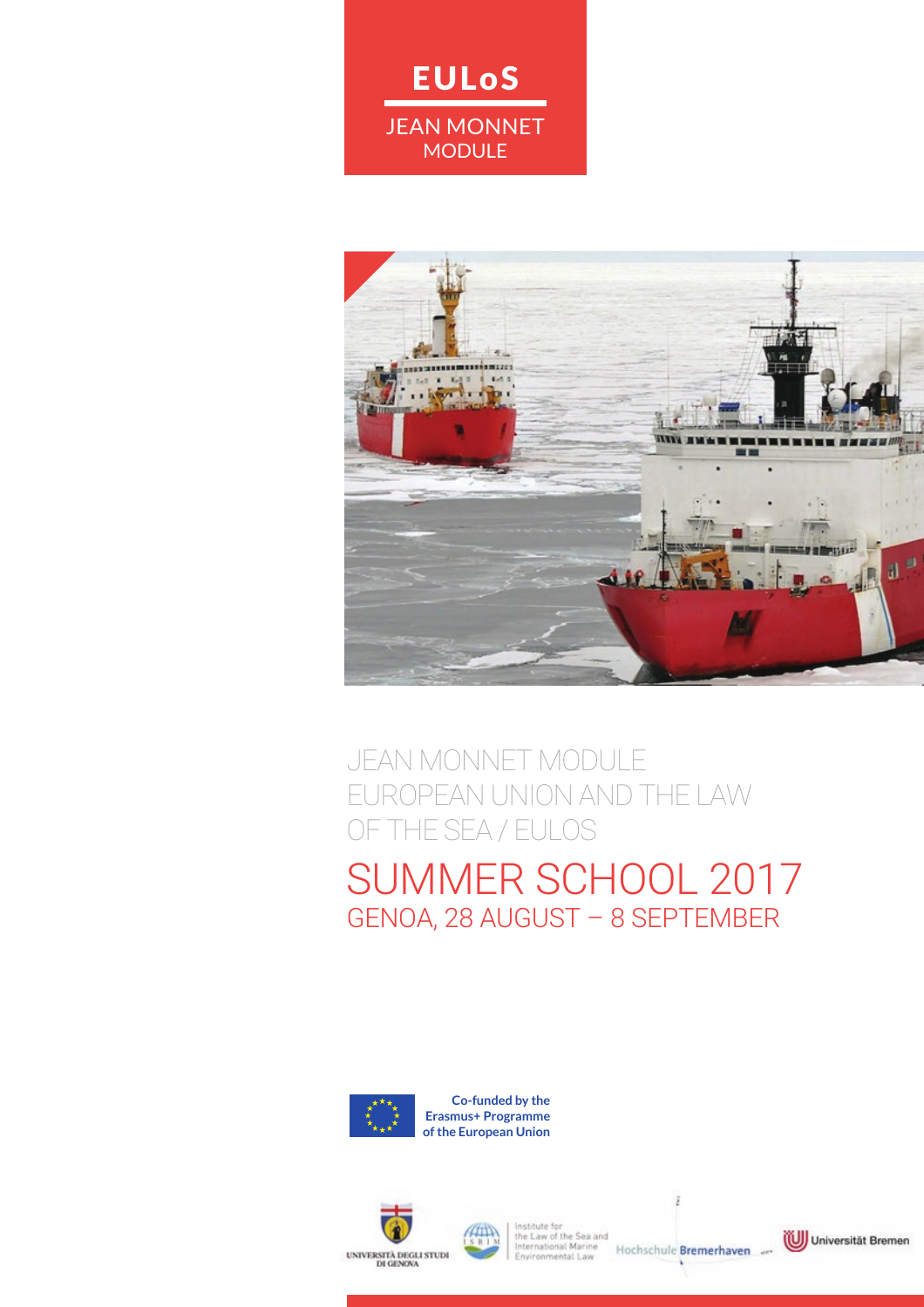# EULoS

JEAN MONNET MODULE

JEAN MONNET MODULE
EUROPEAN UNION AND THE LAW OF THE SEA / EULOS

## SUMMER SCHOOL 2017

GENOA, 28 AUGUST – 8 SEPTEMBER

Co-funded by the Erasmus+ Programme of the European Union

UNIVERSITÀ DEGLI STUDI DI GENOVA

ISRIM – Institute for the Law of the Sea and International Marine Environmental Law

Hochschule Bremerhaven

Universität Bremen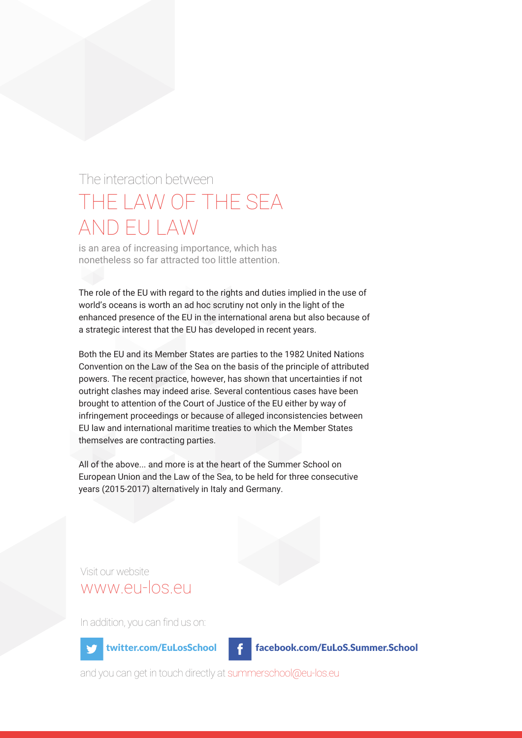The interaction between

# THE LAW OF THE SEA AND EU LAW

is an area of increasing importance, which has nonetheless so far attracted too little attention.

The role of the EU with regard to the rights and duties implied in the use of world's oceans is worth an ad hoc scrutiny not only in the light of the enhanced presence of the EU in the international arena but also because of a strategic interest that the EU has developed in recent years.

Both the EU and its Member States are parties to the 1982 United Nations Convention on the Law of the Sea on the basis of the principle of attributed powers. The recent practice, however, has shown that uncertainties if not outright clashes may indeed arise. Several contentious cases have been brought to attention of the Court of Justice of the EU either by way of infringement proceedings or because of alleged inconsistencies between EU law and international maritime treaties to which the Member States themselves are contracting parties.

All of the above... and more is at the heart of the Summer School on European Union and the Law of the Sea, to be held for three consecutive years (2015-2017) alternatively in Italy and Germany.

Visit our website

www.eu-los.eu

In addition, you can find us on:

**twitter.com/EuLosSchool** **facebook.com/EuLoS.Summer.School**

and you can get in touch directly at summerschool@eu-los.eu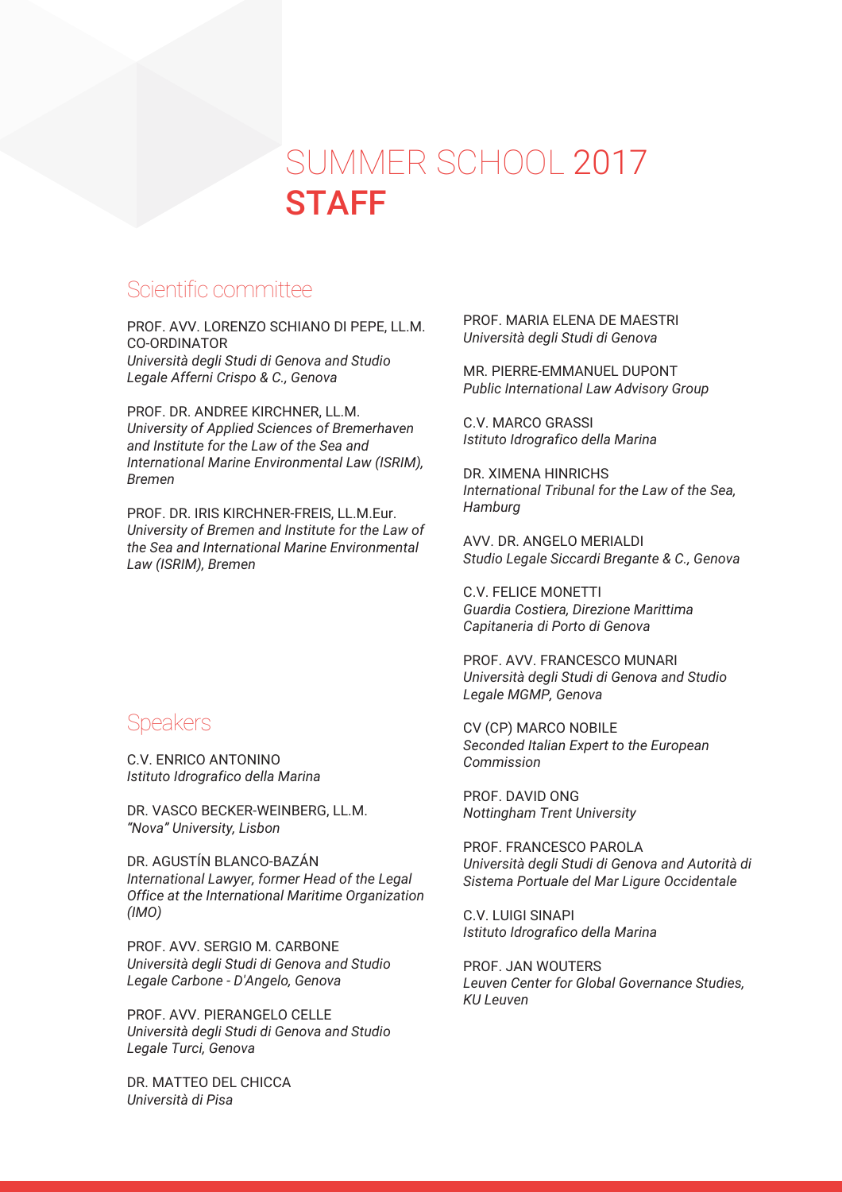# SUMMER SCHOOL 2017 STAFF

## Scientific committee

PROF. AVV. LORENZO SCHIANO DI PEPE, LL.M.
CO-ORDINATOR
*Università degli Studi di Genova and Studio Legale Afferni Crispo & C., Genova*

PROF. DR. ANDREE KIRCHNER, LL.M.
*University of Applied Sciences of Bremerhaven and Institute for the Law of the Sea and International Marine Environmental Law (ISRIM), Bremen*

PROF. DR. IRIS KIRCHNER-FREIS, LL.M.Eur.
*University of Bremen and Institute for the Law of the Sea and International Marine Environmental Law (ISRIM), Bremen*

## Speakers

C.V. ENRICO ANTONINO
*Istituto Idrografico della Marina*

DR. VASCO BECKER-WEINBERG, LL.M.
*"Nova" University, Lisbon*

DR. AGUSTÍN BLANCO-BAZÁN
*International Lawyer, former Head of the Legal Office at the International Maritime Organization (IMO)*

PROF. AVV. SERGIO M. CARBONE
*Università degli Studi di Genova and Studio Legale Carbone - D'Angelo, Genova*

PROF. AVV. PIERANGELO CELLE
*Università degli Studi di Genova and Studio Legale Turci, Genova*

DR. MATTEO DEL CHICCA
*Università di Pisa*

PROF. MARIA ELENA DE MAESTRI
*Università degli Studi di Genova*

MR. PIERRE-EMMANUEL DUPONT
*Public International Law Advisory Group*

C.V. MARCO GRASSI
*Istituto Idrografico della Marina*

DR. XIMENA HINRICHS
*International Tribunal for the Law of the Sea, Hamburg*

AVV. DR. ANGELO MERIALDI
*Studio Legale Siccardi Bregante & C., Genova*

C.V. FELICE MONETTI
*Guardia Costiera, Direzione Marittima Capitaneria di Porto di Genova*

PROF. AVV. FRANCESCO MUNARI
*Università degli Studi di Genova and Studio Legale MGMP, Genova*

CV (CP) MARCO NOBILE
*Seconded Italian Expert to the European Commission*

PROF. DAVID ONG
*Nottingham Trent University*

PROF. FRANCESCO PAROLA
*Università degli Studi di Genova and Autorità di Sistema Portuale del Mar Ligure Occidentale*

C.V. LUIGI SINAPI
*Istituto Idrografico della Marina*

PROF. JAN WOUTERS
*Leuven Center for Global Governance Studies, KU Leuven*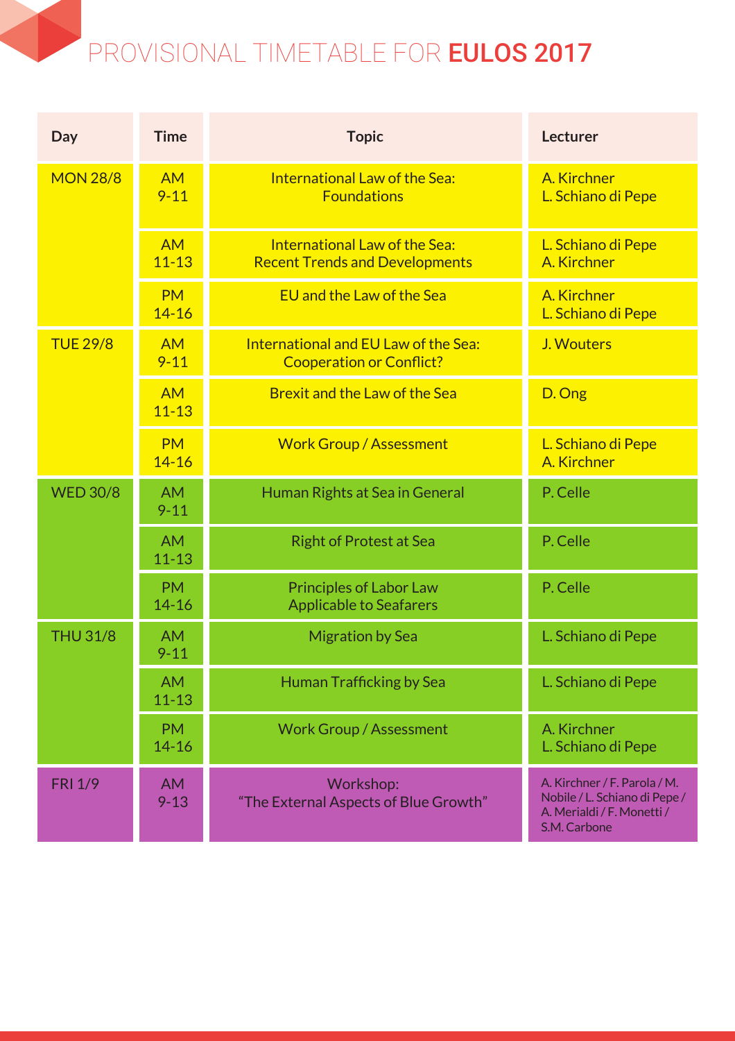# PROVISIONAL TIMETABLE FOR **EULOS 2017**

| Day | Time | Topic | Lecturer |
|---|---|---|---|
| MON 28/8 | AM 9-11 | International Law of the Sea: Foundations | A. Kirchner<br>L. Schiano di Pepe |
| | AM 11-13 | International Law of the Sea: Recent Trends and Developments | L. Schiano di Pepe<br>A. Kirchner |
| | PM 14-16 | EU and the Law of the Sea | A. Kirchner<br>L. Schiano di Pepe |
| TUE 29/8 | AM 9-11 | International and EU Law of the Sea: Cooperation or Conflict? | J. Wouters |
| | AM 11-13 | Brexit and the Law of the Sea | D. Ong |
| | PM 14-16 | Work Group / Assessment | L. Schiano di Pepe<br>A. Kirchner |
| WED 30/8 | AM 9-11 | Human Rights at Sea in General | P. Celle |
| | AM 11-13 | Right of Protest at Sea | P. Celle |
| | PM 14-16 | Principles of Labor Law Applicable to Seafarers | P. Celle |
| THU 31/8 | AM 9-11 | Migration by Sea | L. Schiano di Pepe |
| | AM 11-13 | Human Trafficking by Sea | L. Schiano di Pepe |
| | PM 14-16 | Work Group / Assessment | A. Kirchner<br>L. Schiano di Pepe |
| FRI 1/9 | AM 9-13 | Workshop: "The External Aspects of Blue Growth" | A. Kirchner / F. Parola / M. Nobile / L. Schiano di Pepe / A. Merialdi / F. Monetti / S.M. Carbone |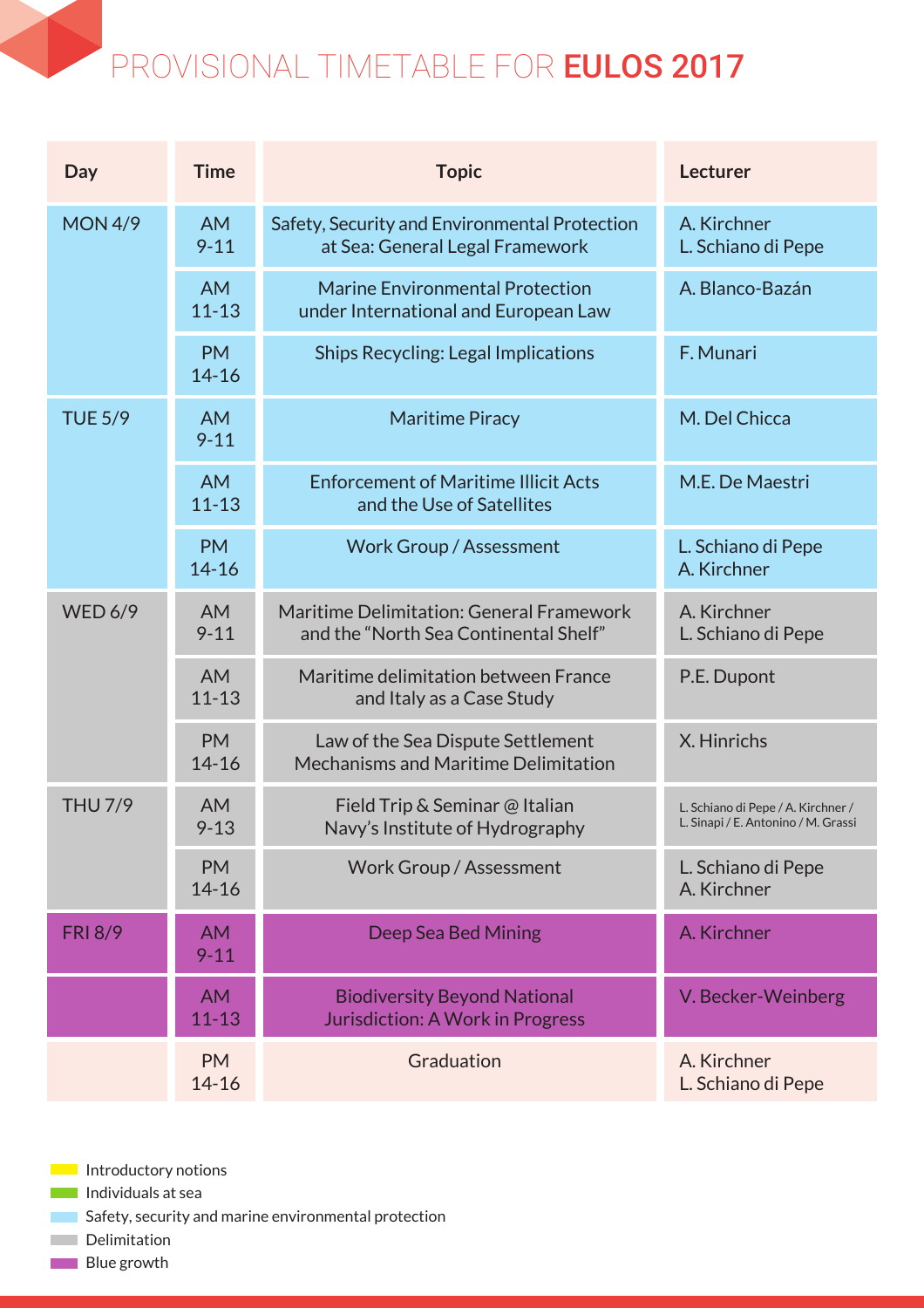# PROVISIONAL TIMETABLE FOR **EULOS 2017**

| Day | Time | Topic | Lecturer |
|---|---|---|---|
| MON 4/9 | AM 9-11 | Safety, Security and Environmental Protection at Sea: General Legal Framework | A. Kirchner L. Schiano di Pepe |
| | AM 11-13 | Marine Environmental Protection under International and European Law | A. Blanco-Bazán |
| | PM 14-16 | Ships Recycling: Legal Implications | F. Munari |
| TUE 5/9 | AM 9-11 | Maritime Piracy | M. Del Chicca |
| | AM 11-13 | Enforcement of Maritime Illicit Acts and the Use of Satellites | M.E. De Maestri |
| | PM 14-16 | Work Group / Assessment | L. Schiano di Pepe A. Kirchner |
| WED 6/9 | AM 9-11 | Maritime Delimitation: General Framework and the "North Sea Continental Shelf" | A. Kirchner L. Schiano di Pepe |
| | AM 11-13 | Maritime delimitation between France and Italy as a Case Study | P.E. Dupont |
| | PM 14-16 | Law of the Sea Dispute Settlement Mechanisms and Maritime Delimitation | X. Hinrichs |
| THU 7/9 | AM 9-13 | Field Trip & Seminar @ Italian Navy's Institute of Hydrography | L. Schiano di Pepe / A. Kirchner / L. Sinapi / E. Antonino / M. Grassi |
| | PM 14-16 | Work Group / Assessment | L. Schiano di Pepe A. Kirchner |
| FRI 8/9 | AM 9-11 | Deep Sea Bed Mining | A. Kirchner |
| | AM 11-13 | Biodiversity Beyond National Jurisdiction: A Work in Progress | V. Becker-Weinberg |
| | PM 14-16 | Graduation | A. Kirchner L. Schiano di Pepe |

- Introductory notions
- Individuals at sea
- Safety, security and marine environmental protection
- Delimitation
- Blue growth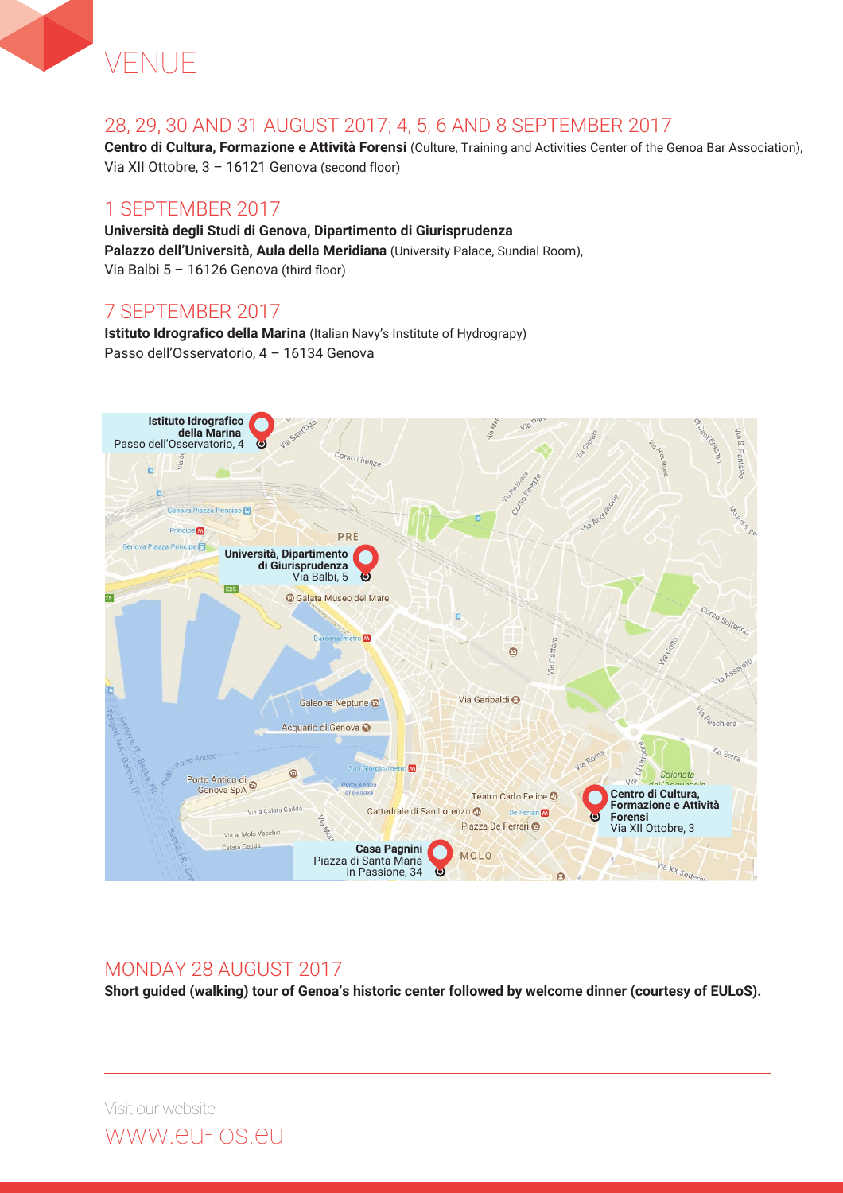# VENUE

## 28, 29, 30 AND 31 AUGUST 2017; 4, 5, 6 AND 8 SEPTEMBER 2017

**Centro di Cultura, Formazione e Attività Forensi** (Culture, Training and Activities Center of the Genoa Bar Association), Via XII Ottobre, 3 – 16121 Genova (second floor)

## 1 SEPTEMBER 2017

**Università degli Studi di Genova, Dipartimento di Giurisprudenza**
**Palazzo dell'Università, Aula della Meridiana** (University Palace, Sundial Room), Via Balbi 5 – 16126 Genova (third floor)

## 7 SEPTEMBER 2017

**Istituto Idrografico della Marina** (Italian Navy's Institute of Hydrograpy)
Passo dell'Osservatorio, 4 – 16134 Genova

**Istituto Idrografico della Marina**
Passo dell'Osservatorio, 4

**Università, Dipartimento di Giurisprudenza**
Via Balbi, 5

**Centro di Cultura, Formazione e Attività Forensi**
Via XII Ottobre, 3

**Casa Pagnini**
Piazza di Santa Maria in Passione, 34

## MONDAY 28 AUGUST 2017

**Short guided (walking) tour of Genoa's historic center followed by welcome dinner (courtesy of EULoS).**

Visit our website
www.eu-los.eu